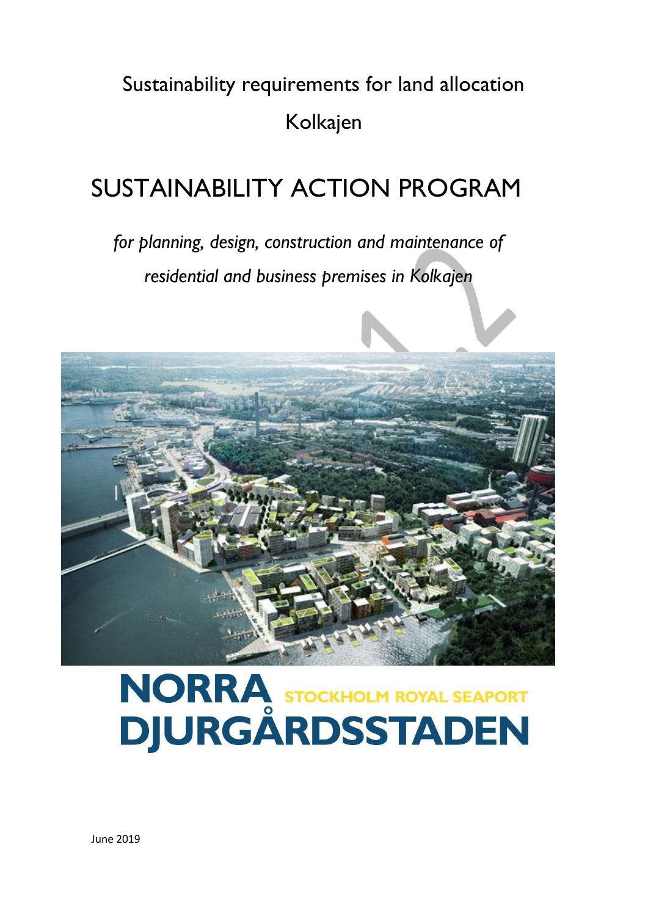Sustainability requirements for land allocation

Kolkajen

# SUSTAINABILITY ACTION PROGRAM

*for planning, design, construction and maintenance of residential and business premises in Kolkajen*

**NORRA DJURGÅRDSSTADEN**

**STOCKHOLM ROYAL SEAPORT**

June 2019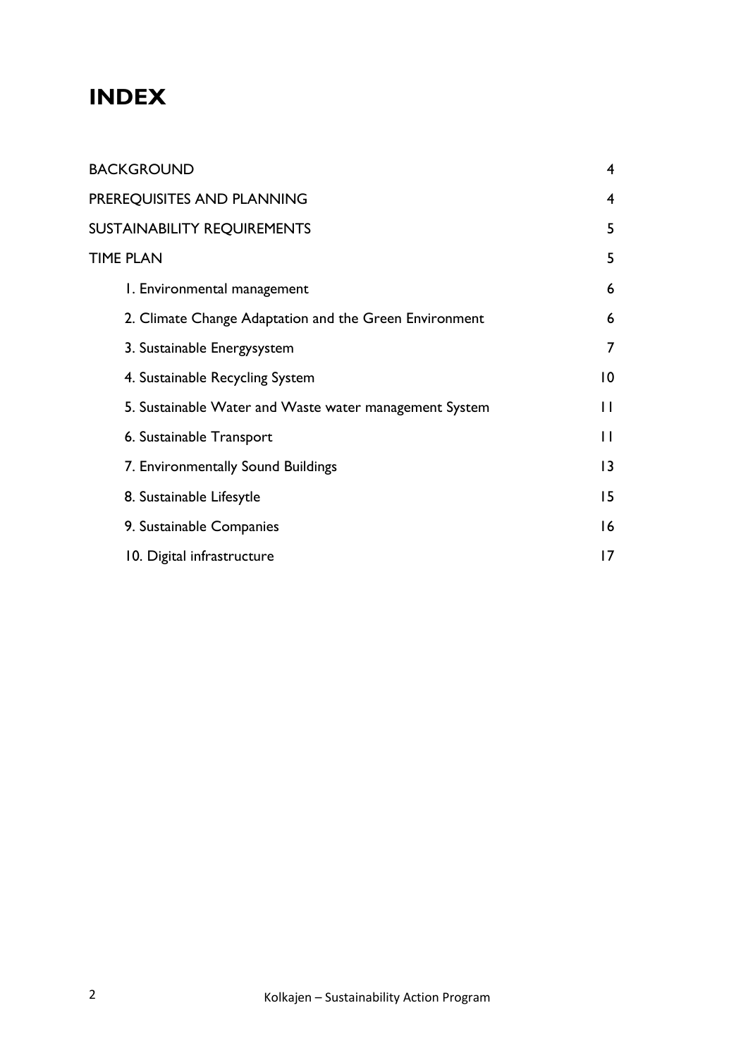# INDEX

| | |
|---|---|
| BACKGROUND | 4 |
| PREREQUISITES AND PLANNING | 4 |
| SUSTAINABILITY REQUIREMENTS | 5 |
| TIME PLAN | 5 |
| 1. Environmental management | 6 |
| 2. Climate Change Adaptation and the Green Environment | 6 |
| 3. Sustainable Energysystem | 7 |
| 4. Sustainable Recycling System | 10 |
| 5. Sustainable Water and Waste water management System | 11 |
| 6. Sustainable Transport | 11 |
| 7. Environmentally Sound Buildings | 13 |
| 8. Sustainable Lifesytle | 15 |
| 9. Sustainable Companies | 16 |
| 10. Digital infrastructure | 17 |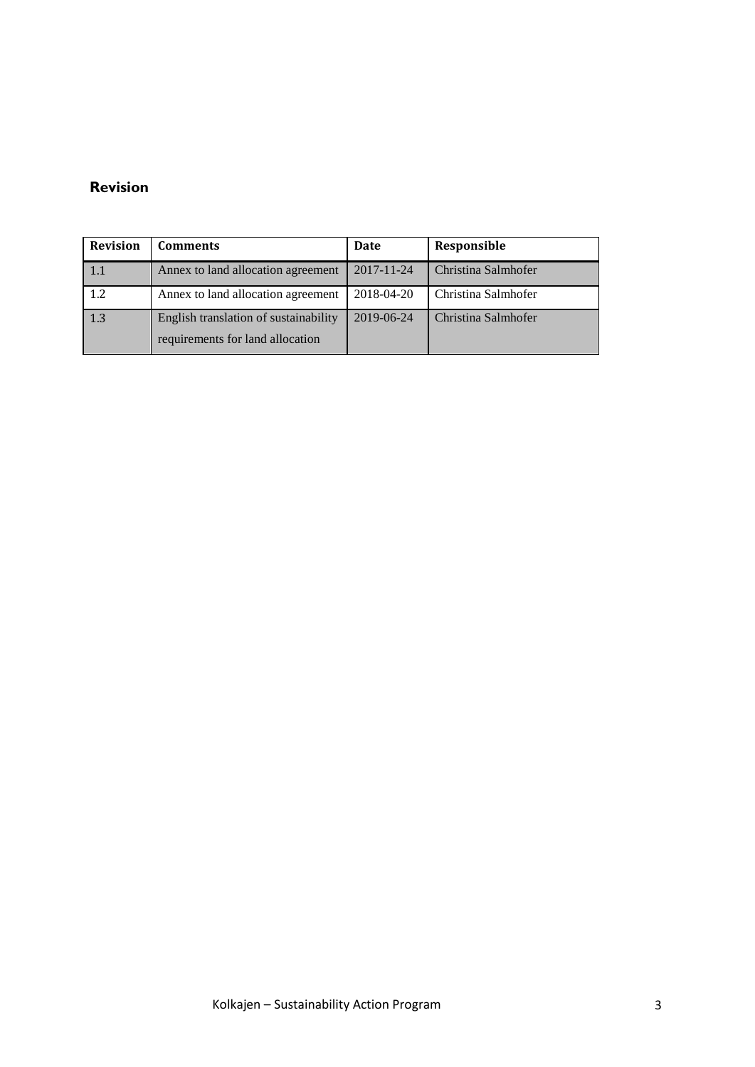## Revision

| Revision | Comments | Date | Responsible |
|---|---|---|---|
| 1.1 | Annex to land allocation agreement | 2017-11-24 | Christina Salmhofer |
| 1.2 | Annex to land allocation agreement | 2018-04-20 | Christina Salmhofer |
| 1.3 | English translation of sustainability requirements for land allocation | 2019-06-24 | Christina Salmhofer |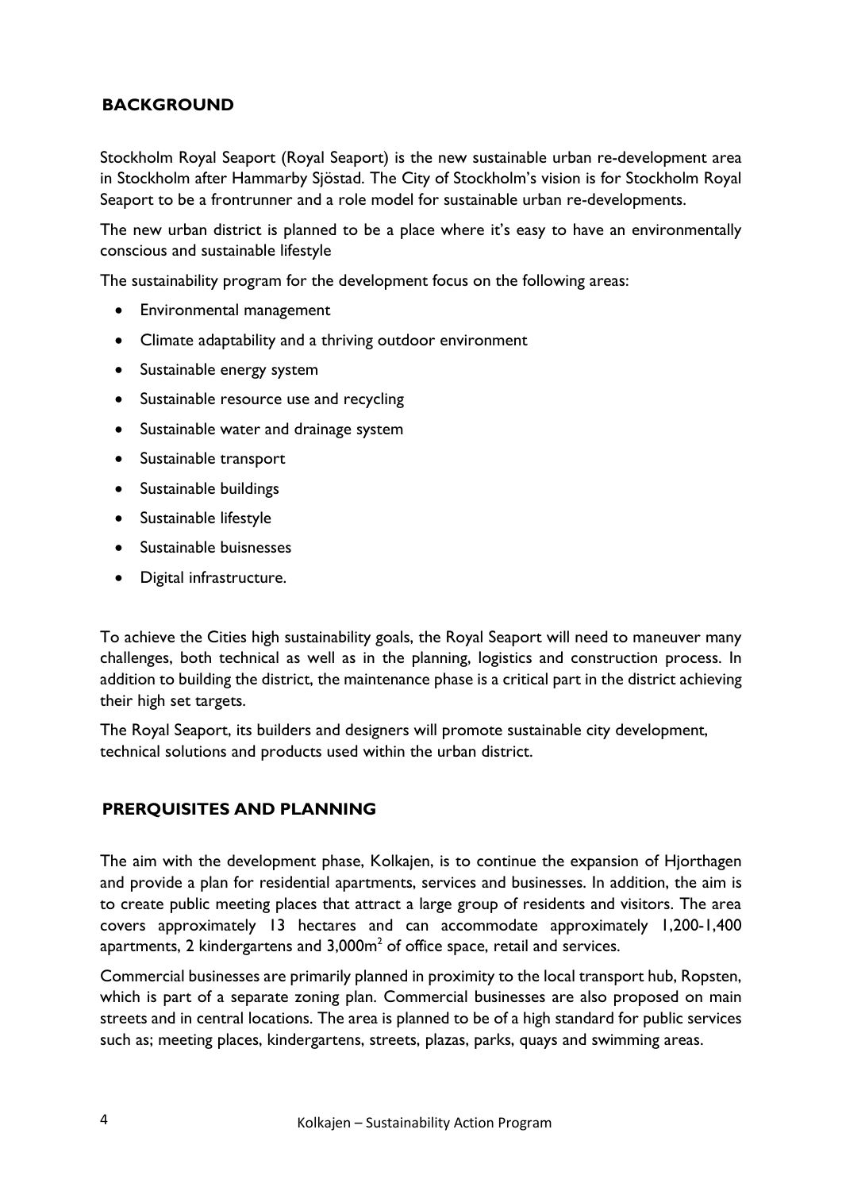## BACKGROUND

Stockholm Royal Seaport (Royal Seaport) is the new sustainable urban re-development area in Stockholm after Hammarby Sjöstad. The City of Stockholm's vision is for Stockholm Royal Seaport to be a frontrunner and a role model for sustainable urban re-developments.

The new urban district is planned to be a place where it's easy to have an environmentally conscious and sustainable lifestyle

The sustainability program for the development focus on the following areas:

- Environmental management
- Climate adaptability and a thriving outdoor environment
- Sustainable energy system
- Sustainable resource use and recycling
- Sustainable water and drainage system
- Sustainable transport
- Sustainable buildings
- Sustainable lifestyle
- Sustainable buisnesses
- Digital infrastructure.

To achieve the Cities high sustainability goals, the Royal Seaport will need to maneuver many challenges, both technical as well as in the planning, logistics and construction process. In addition to building the district, the maintenance phase is a critical part in the district achieving their high set targets.

The Royal Seaport, its builders and designers will promote sustainable city development, technical solutions and products used within the urban district.

## PRERQUISITES AND PLANNING

The aim with the development phase, Kolkajen, is to continue the expansion of Hjorthagen and provide a plan for residential apartments, services and businesses. In addition, the aim is to create public meeting places that attract a large group of residents and visitors. The area covers approximately 13 hectares and can accommodate approximately 1,200-1,400 apartments, 2 kindergartens and 3,000m$^2$ of office space, retail and services.

Commercial businesses are primarily planned in proximity to the local transport hub, Ropsten, which is part of a separate zoning plan. Commercial businesses are also proposed on main streets and in central locations. The area is planned to be of a high standard for public services such as; meeting places, kindergartens, streets, plazas, parks, quays and swimming areas.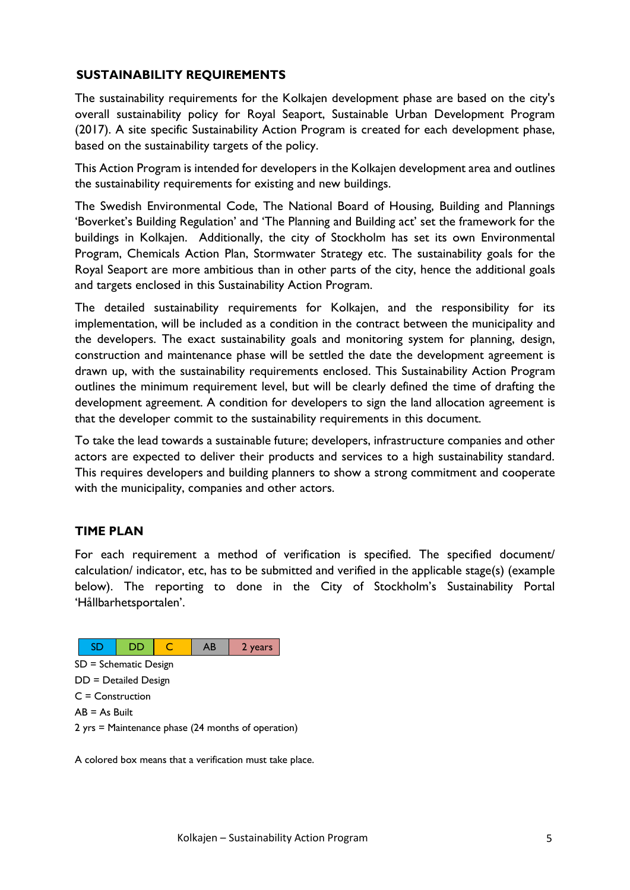## SUSTAINABILITY REQUIREMENTS

The sustainability requirements for the Kolkajen development phase are based on the city's overall sustainability policy for Royal Seaport, Sustainable Urban Development Program (2017). A site specific Sustainability Action Program is created for each development phase, based on the sustainability targets of the policy.

This Action Program is intended for developers in the Kolkajen development area and outlines the sustainability requirements for existing and new buildings.

The Swedish Environmental Code, The National Board of Housing, Building and Plannings 'Boverket's Building Regulation' and 'The Planning and Building act' set the framework for the buildings in Kolkajen. Additionally, the city of Stockholm has set its own Environmental Program, Chemicals Action Plan, Stormwater Strategy etc. The sustainability goals for the Royal Seaport are more ambitious than in other parts of the city, hence the additional goals and targets enclosed in this Sustainability Action Program.

The detailed sustainability requirements for Kolkajen, and the responsibility for its implementation, will be included as a condition in the contract between the municipality and the developers. The exact sustainability goals and monitoring system for planning, design, construction and maintenance phase will be settled the date the development agreement is drawn up, with the sustainability requirements enclosed. This Sustainability Action Program outlines the minimum requirement level, but will be clearly defined the time of drafting the development agreement. A condition for developers to sign the land allocation agreement is that the developer commit to the sustainability requirements in this document.

To take the lead towards a sustainable future; developers, infrastructure companies and other actors are expected to deliver their products and services to a high sustainability standard. This requires developers and building planners to show a strong commitment and cooperate with the municipality, companies and other actors.

## TIME PLAN

For each requirement a method of verification is specified. The specified document/ calculation/ indicator, etc, has to be submitted and verified in the applicable stage(s) (example below). The reporting to done in the City of Stockholm's Sustainability Portal 'Hållbarhetsportalen'.

| SD | DD | C | AB | 2 years |
|---|---|---|---|---|

SD = Schematic Design

DD = Detailed Design

C = Construction

AB = As Built

2 yrs = Maintenance phase (24 months of operation)

A colored box means that a verification must take place.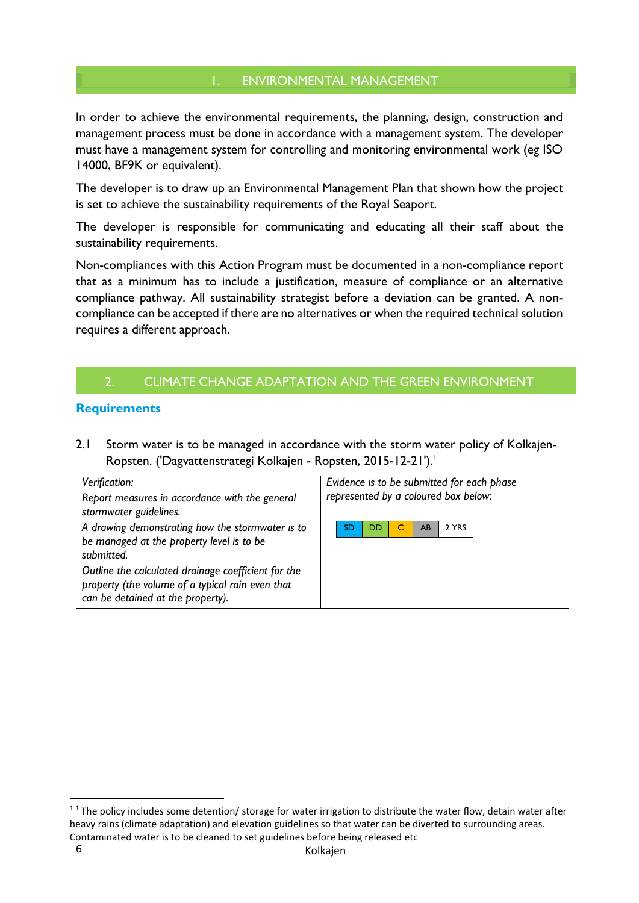# 1. ENVIRONMENTAL MANAGEMENT

In order to achieve the environmental requirements, the planning, design, construction and management process must be done in accordance with a management system. The developer must have a management system for controlling and monitoring environmental work (eg ISO 14000, BF9K or equivalent).

The developer is to draw up an Environmental Management Plan that shown how the project is set to achieve the sustainability requirements of the Royal Seaport.

The developer is responsible for communicating and educating all their staff about the sustainability requirements.

Non-compliances with this Action Program must be documented in a non-compliance report that as a minimum has to include a justification, measure of compliance or an alternative compliance pathway. All sustainability strategist before a deviation can be granted. A non-compliance can be accepted if there are no alternatives or when the required technical solution requires a different approach.

# 2. CLIMATE CHANGE ADAPTATION AND THE GREEN ENVIRONMENT

**Requirements**

2.1 Storm water is to be managed in accordance with the storm water policy of Kolkajen-Ropsten. ('Dagvattenstrategi Kolkajen - Ropsten, 2015-12-21').[1]

| *Verification:*<br>*Report measures in accordance with the general stormwater guidelines.*<br>*A drawing demonstrating how the stormwater is to be managed at the property level is to be submitted.*<br>*Outline the calculated drainage coefficient for the property (the volume of a typical rain even that can be detained at the property).* | *Evidence is to be submitted for each phase represented by a coloured box below:*<br>SD · DD · C · AB · 2 YRS |
|---|---|

[1] The policy includes some detention/ storage for water irrigation to distribute the water flow, detain water after heavy rains (climate adaptation) and elevation guidelines so that water can be diverted to surrounding areas. Contaminated water is to be cleaned to set guidelines before being released etc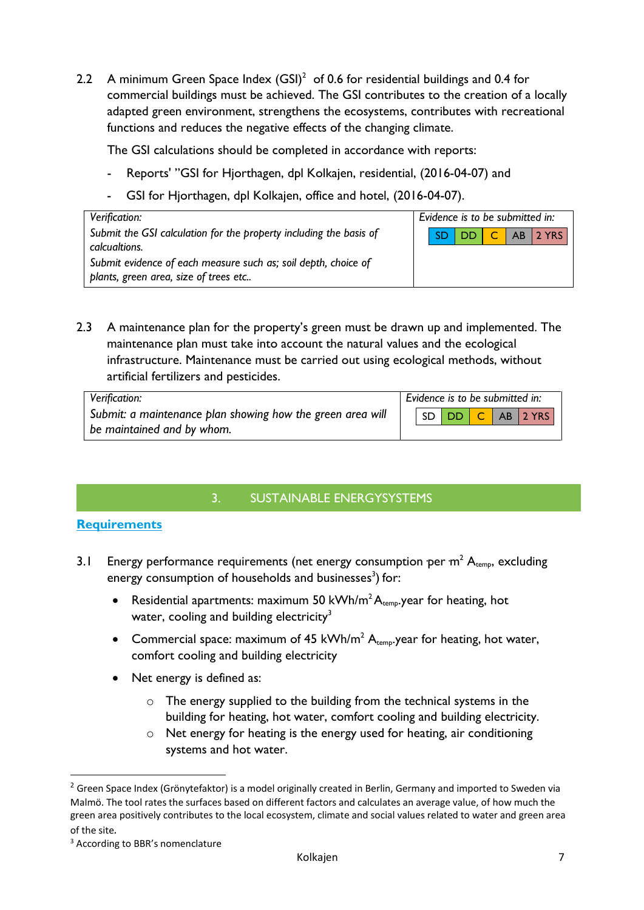2.2 A minimum Green Space Index (GSI)[2] of 0.6 for residential buildings and 0.4 for commercial buildings must be achieved. The GSI contributes to the creation of a locally adapted green environment, strengthens the ecosystems, contributes with recreational functions and reduces the negative effects of the changing climate.

The GSI calculations should be completed in accordance with reports:

- Reports' "GSI for Hjorthagen, dpl Kolkajen, residential, (2016-04-07) and
- GSI for Hjorthagen, dpl Kolkajen, office and hotel, (2016-04-07).

| *Verification:* <br> *Submit the GSI calculation for the property including the basis of calcualtions.* <br> *Submit evidence of each measure such as; soil depth, choice of plants, green area, size of trees etc..* | *Evidence is to be submitted in:* <br> SD \| DD \| C \| AB \| 2 YRS |
|---|---|

2.3 A maintenance plan for the property's green must be drawn up and implemented. The maintenance plan must take into account the natural values and the ecological infrastructure. Maintenance must be carried out using ecological methods, without artificial fertilizers and pesticides.

| *Verification:* <br> *Submit: a maintenance plan showing how the green area will be maintained and by whom.* | *Evidence is to be submitted in:* <br> SD \| DD \| C \| AB \| 2 YRS |
|---|---|

## 3. SUSTAINABLE ENERGYSYSTEMS

### Requirements

3.1 Energy performance requirements (net energy consumption per m² $A_{temp}$, excluding energy consumption of households and businesses[3]) for:

- Residential apartments: maximum 50 kWh/m² $A_{temp}$.year for heating, hot water, cooling and building electricity[3]
- Commercial space: maximum of 45 kWh/m² $A_{temp}$.year for heating, hot water, comfort cooling and building electricity
- Net energy is defined as:
  - The energy supplied to the building from the technical systems in the building for heating, hot water, comfort cooling and building electricity.
  - Net energy for heating is the energy used for heating, air conditioning systems and hot water.

[2] Green Space Index (Grönytefaktor) is a model originally created in Berlin, Germany and imported to Sweden via Malmö. The tool rates the surfaces based on different factors and calculates an average value, of how much the green area positively contributes to the local ecosystem, climate and social values related to water and green area of the site.

[3] According to BBR's nomenclature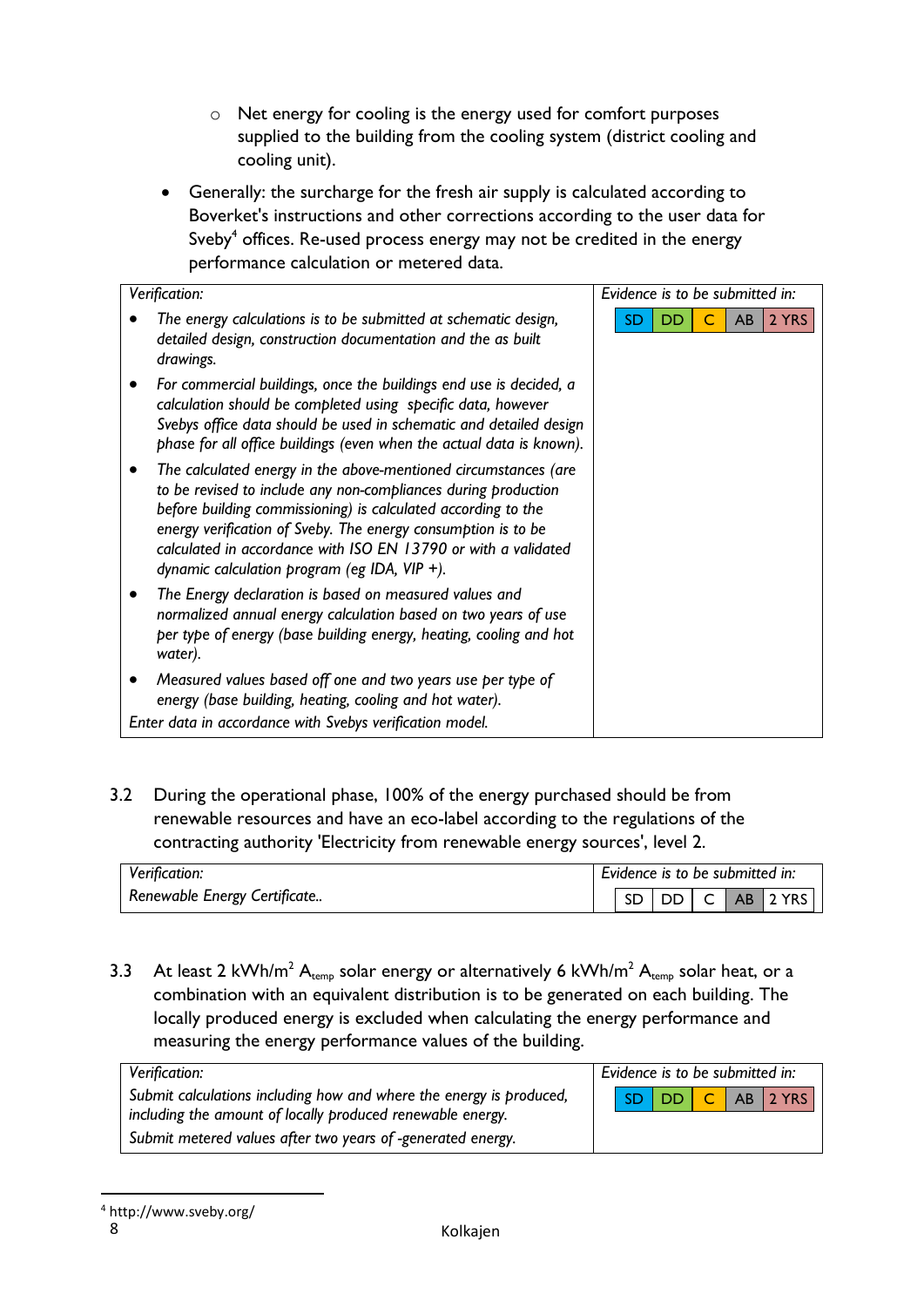- Net energy for cooling is the energy used for comfort purposes supplied to the building from the cooling system (district cooling and cooling unit).

- Generally: the surcharge for the fresh air supply is calculated according to Boverket's instructions and other corrections according to the user data for Sveby[4] offices. Re-used process energy may not be credited in the energy performance calculation or metered data.

| Verification: | Evidence is to be submitted in: |
|---|---|
| • The energy calculations is to be submitted at schematic design, detailed design, construction documentation and the as built drawings.<br>• For commercial buildings, once the buildings end use is decided, a calculation should be completed using specific data, however Svebys office data should be used in schematic and detailed design phase for all office buildings (even when the actual data is known).<br>• The calculated energy in the above-mentioned circumstances (are to be revised to include any non-compliances during production before building commissioning) is calculated according to the energy verification of Sveby. The energy consumption is to be calculated in accordance with ISO EN 13790 or with a validated dynamic calculation program (eg IDA, VIP +).<br>• The Energy declaration is based on measured values and normalized annual energy calculation based on two years of use per type of energy (base building energy, heating, cooling and hot water).<br>• Measured values based off one and two years use per type of energy (base building, heating, cooling and hot water).<br>Enter data in accordance with Svebys verification model. | SD \| DD \| C \| AB \| 2 YRS |

3.2 During the operational phase, 100% of the energy purchased should be from renewable resources and have an eco-label according to the regulations of the contracting authority 'Electricity from renewable energy sources', level 2.

| Verification: | Evidence is to be submitted in: |
|---|---|
| Renewable Energy Certificate.. | SD \| DD \| C \| AB \| 2 YRS |

3.3 At least 2 kWh/m$^2$ $A_{temp}$ solar energy or alternatively 6 kWh/m$^2$ $A_{temp}$ solar heat, or a combination with an equivalent distribution is to be generated on each building. The locally produced energy is excluded when calculating the energy performance and measuring the energy performance values of the building.

| Verification: | Evidence is to be submitted in: |
|---|---|
| Submit calculations including how and where the energy is produced, including the amount of locally produced renewable energy.<br>Submit metered values after two years of -generated energy. | SD \| DD \| C \| AB \| 2 YRS |

[4] http://www.sveby.org/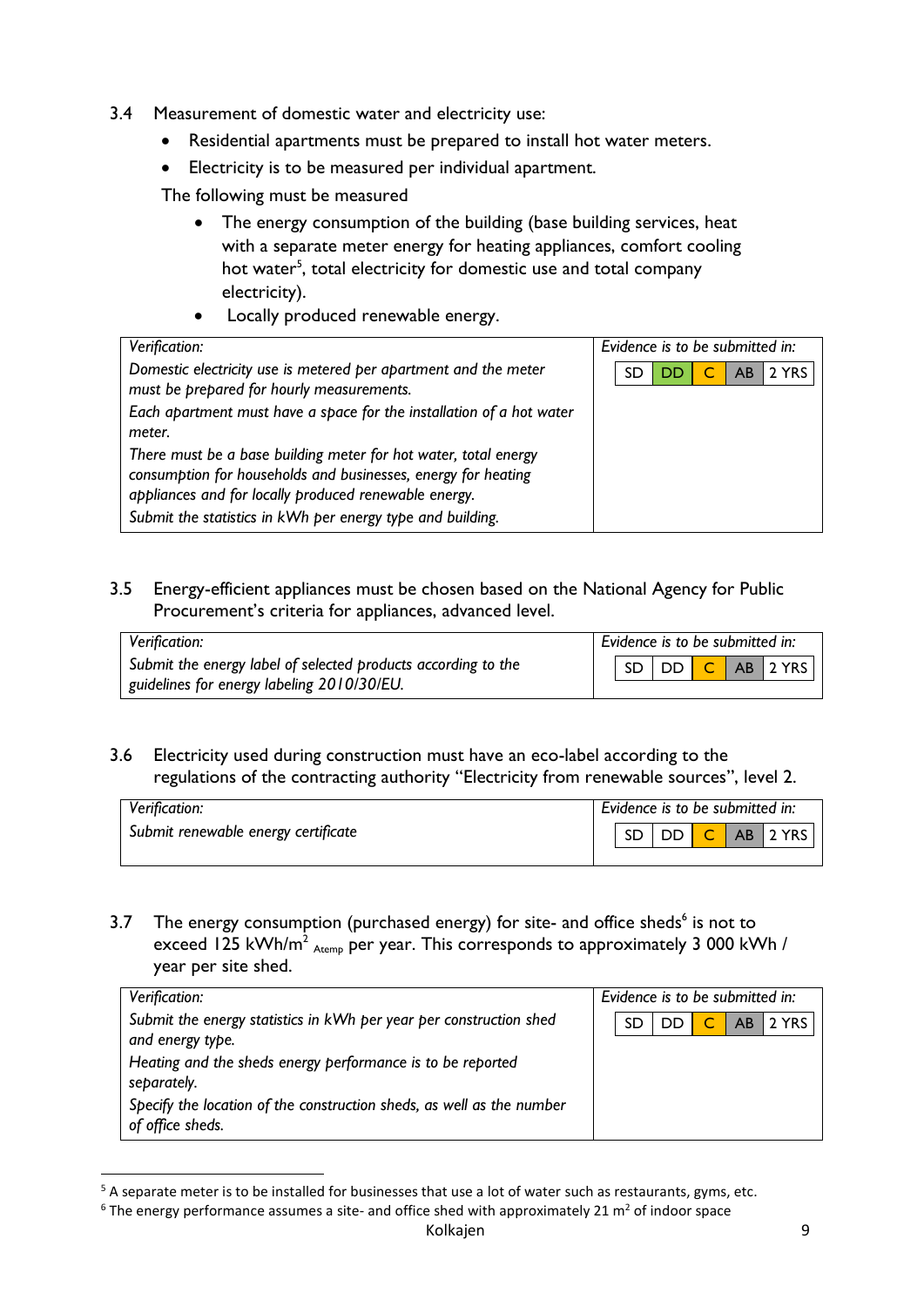3.4 Measurement of domestic water and electricity use:

- Residential apartments must be prepared to install hot water meters.
- Electricity is to be measured per individual apartment.

The following must be measured

- The energy consumption of the building (base building services, heat with a separate meter energy for heating appliances, comfort cooling hot water[5], total electricity for domestic use and total company electricity).
- Locally produced renewable energy.

| Verification: | Evidence is to be submitted in: |
|---|---|
| *Domestic electricity use is metered per apartment and the meter must be prepared for hourly measurements.*<br>*Each apartment must have a space for the installation of a hot water meter.*<br>*There must be a base building meter for hot water, total energy consumption for households and businesses, energy for heating appliances and for locally produced renewable energy.*<br>*Submit the statistics in kWh per energy type and building.* | SD \| DD \| C \| AB \| 2 YRS |

3.5 Energy-efficient appliances must be chosen based on the National Agency for Public Procurement's criteria for appliances, advanced level.

| Verification: | Evidence is to be submitted in: |
|---|---|
| *Submit the energy label of selected products according to the guidelines for energy labeling 2010/30/EU.* | SD \| DD \| C \| AB \| 2 YRS |

3.6 Electricity used during construction must have an eco-label according to the regulations of the contracting authority "Electricity from renewable sources", level 2.

| Verification: | Evidence is to be submitted in: |
|---|---|
| *Submit renewable energy certificate* | SD \| DD \| C \| AB \| 2 YRS |

3.7 The energy consumption (purchased energy) for site- and office sheds[6] is not to exceed 125 kWh/m$^2$ $_{Atemp}$ per year. This corresponds to approximately 3 000 kWh / year per site shed.

| Verification: | Evidence is to be submitted in: |
|---|---|
| *Submit the energy statistics in kWh per year per construction shed and energy type.*<br>*Heating and the sheds energy performance is to be reported separately.*<br>*Specify the location of the construction sheds, as well as the number of office sheds.* | SD \| DD \| C \| AB \| 2 YRS |

[5] A separate meter is to be installed for businesses that use a lot of water such as restaurants, gyms, etc.

[6] The energy performance assumes a site- and office shed with approximately 21 m$^2$ of indoor space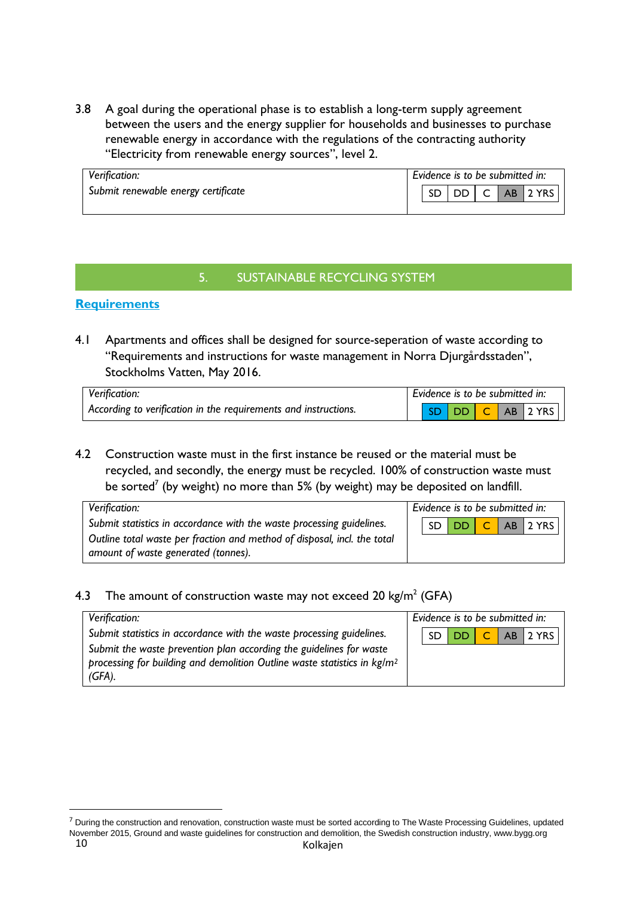3.8 A goal during the operational phase is to establish a long-term supply agreement between the users and the energy supplier for households and businesses to purchase renewable energy in accordance with the regulations of the contracting authority "Electricity from renewable energy sources", level 2.

| *Verification:* | *Evidence is to be submitted in:* |
|---|---|
| *Submit renewable energy certificate* | SD · DD · C · **AB** · 2 YRS |

## 5. SUSTAINABLE RECYCLING SYSTEM

**Requirements**

4.1 Apartments and offices shall be designed for source-seperation of waste according to "Requirements and instructions for waste management in Norra Djurgårdsstaden", Stockholms Vatten, May 2016.

| *Verification:* | *Evidence is to be submitted in:* |
|---|---|
| *According to verification in the requirements and instructions.* | **SD** · **DD** · **C** · **AB** · 2 YRS |

4.2 Construction waste must in the first instance be reused or the material must be recycled, and secondly, the energy must be recycled. 100% of construction waste must be sorted[7] (by weight) no more than 5% (by weight) may be deposited on landfill.

| *Verification:* | *Evidence is to be submitted in:* |
|---|---|
| *Submit statistics in accordance with the waste processing guidelines. Outline total waste per fraction and method of disposal, incl. the total amount of waste generated (tonnes).* | SD · **DD** · **C** · **AB** · 2 YRS |

4.3 The amount of construction waste may not exceed 20 kg/m$^2$ (GFA)

| *Verification:* | *Evidence is to be submitted in:* |
|---|---|
| *Submit statistics in accordance with the waste processing guidelines. Submit the waste prevention plan according the guidelines for waste processing for building and demolition Outline waste statistics in kg/m$^2$ (GFA).* | SD · **DD** · **C** · **AB** · 2 YRS |

[7] During the construction and renovation, construction waste must be sorted according to The Waste Processing Guidelines, updated November 2015, Ground and waste guidelines for construction and demolition, the Swedish construction industry, www.bygg.org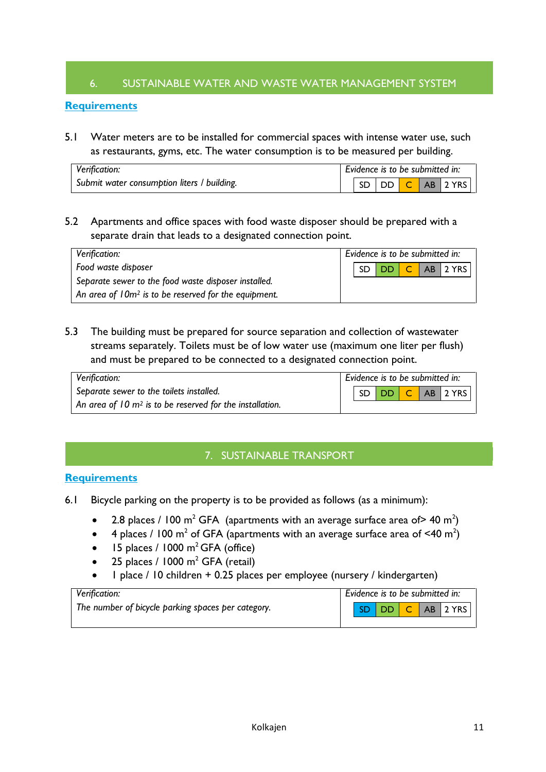## 6. SUSTAINABLE WATER AND WASTE WATER MANAGEMENT SYSTEM

**Requirements**

5.1 Water meters are to be installed for commercial spaces with intense water use, such as restaurants, gyms, etc. The water consumption is to be measured per building.

| *Verification:* | *Evidence is to be submitted in:* |
|---|---|
| *Submit water consumption liters / building.* | SD \| DD \| C \| AB \| 2 YRS |

5.2 Apartments and office spaces with food waste disposer should be prepared with a separate drain that leads to a designated connection point.

| *Verification:* | *Evidence is to be submitted in:* |
|---|---|
| *Food waste disposer*<br>*Separate sewer to the food waste disposer installed.*<br>*An area of 10m² is to be reserved for the equipment.* | SD \| DD \| C \| AB \| 2 YRS |

5.3 The building must be prepared for source separation and collection of wastewater streams separately. Toilets must be of low water use (maximum one liter per flush) and must be prepared to be connected to a designated connection point.

| *Verification:* | *Evidence is to be submitted in:* |
|---|---|
| *Separate sewer to the toilets installed.*<br>*An area of 10 m² is to be reserved for the installation.* | SD \| DD \| C \| AB \| 2 YRS |

## 7. SUSTAINABLE TRANSPORT

**Requirements**

6.1 Bicycle parking on the property is to be provided as follows (as a minimum):

- 2.8 places / 100 m² GFA (apartments with an average surface area of> 40 m²)
- 4 places / 100 m² of GFA (apartments with an average surface area of <40 m²)
- 15 places / 1000 m² GFA (office)
- 25 places / 1000 m² GFA (retail)
- 1 place / 10 children + 0.25 places per employee (nursery / kindergarten)

| *Verification:* | *Evidence is to be submitted in:* |
|---|---|
| *The number of bicycle parking spaces per category.* | SD \| DD \| C \| AB \| 2 YRS |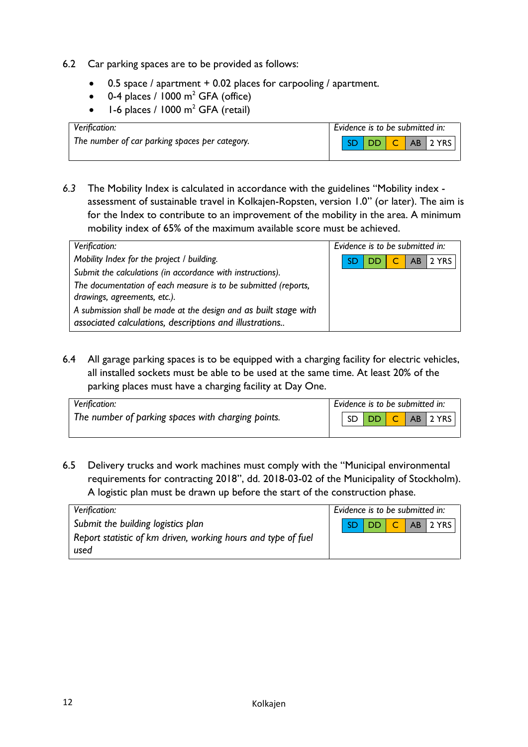6.2 Car parking spaces are to be provided as follows:

- 0.5 space / apartment + 0.02 places for carpooling / apartment.
- 0-4 places / 1000 m$^2$ GFA (office)
- 1-6 places / 1000 m$^2$ GFA (retail)

| *Verification:* | *Evidence is to be submitted in:* |
|---|---|
| *The number of car parking spaces per category.* | SD \| DD \| C \| AB \| 2 YRS |

*6.3* The Mobility Index is calculated in accordance with the guidelines "Mobility index - assessment of sustainable travel in Kolkajen-Ropsten, version 1.0" (or later). The aim is for the Index to contribute to an improvement of the mobility in the area. A minimum mobility index of 65% of the maximum available score must be achieved.

| *Verification:* | *Evidence is to be submitted in:* |
|---|---|
| *Mobility Index for the project / building.*<br>*Submit the calculations (in accordance with instructions).*<br>*The documentation of each measure is to be submitted (reports, drawings, agreements, etc.).*<br>*A submission shall be made at the design and as built stage with associated calculations, descriptions and illustrations..* | SD \| DD \| C \| AB \| 2 YRS |

6.4 All garage parking spaces is to be equipped with a charging facility for electric vehicles, all installed sockets must be able to be used at the same time. At least 20% of the parking places must have a charging facility at Day One.

| *Verification:* | *Evidence is to be submitted in:* |
|---|---|
| *The number of parking spaces with charging points.* | SD \| DD \| C \| AB \| 2 YRS |

6.5 Delivery trucks and work machines must comply with the "Municipal environmental requirements for contracting 2018", dd. 2018-03-02 of the Municipality of Stockholm). A logistic plan must be drawn up before the start of the construction phase.

| *Verification:* | *Evidence is to be submitted in:* |
|---|---|
| *Submit the building logistics plan*<br>*Report statistic of km driven, working hours and type of fuel used* | SD \| DD \| C \| AB \| 2 YRS |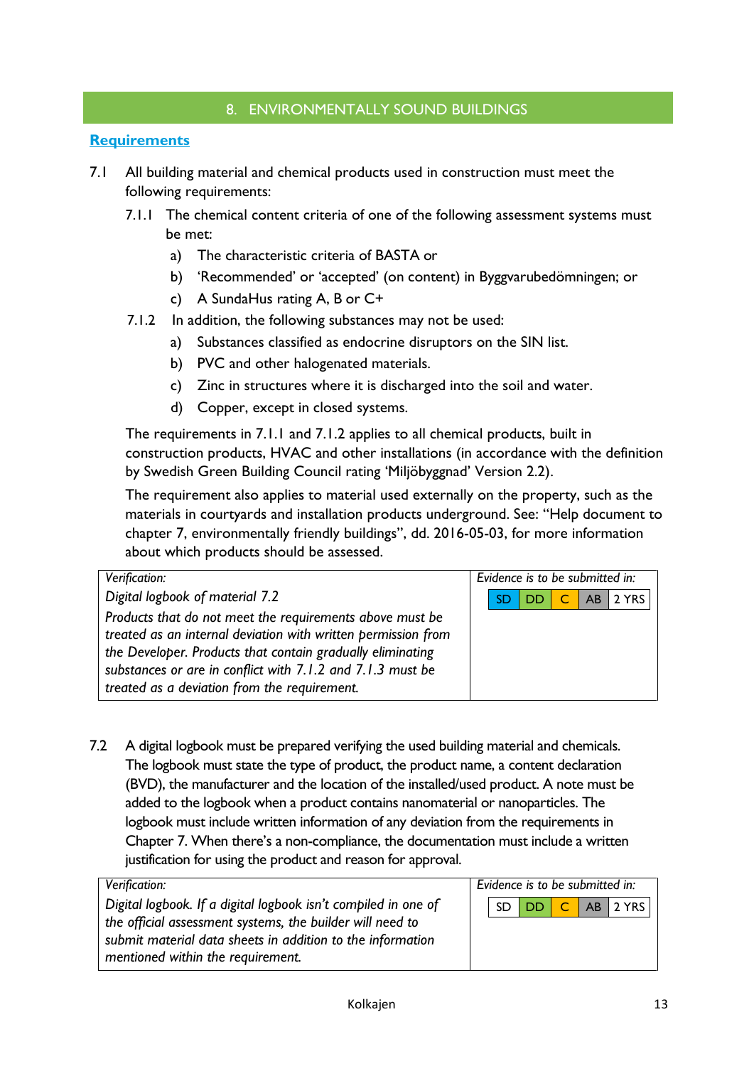# 8. ENVIRONMENTALLY SOUND BUILDINGS

## Requirements

7.1 All building material and chemical products used in construction must meet the following requirements:

7.1.1 The chemical content criteria of one of the following assessment systems must be met:

a) The characteristic criteria of BASTA or

b) 'Recommended' or 'accepted' (on content) in Byggvarubedömningen; or

c) A SundaHus rating A, B or C+

7.1.2 In addition, the following substances may not be used:

a) Substances classified as endocrine disruptors on the SIN list.

b) PVC and other halogenated materials.

c) Zinc in structures where it is discharged into the soil and water.

d) Copper, except in closed systems.

The requirements in 7.1.1 and 7.1.2 applies to all chemical products, built in construction products, HVAC and other installations (in accordance with the definition by Swedish Green Building Council rating 'Miljöbyggnad' Version 2.2).

The requirement also applies to material used externally on the property, such as the materials in courtyards and installation products underground. See: "Help document to chapter 7, environmentally friendly buildings", dd. 2016-05-03, for more information about which products should be assessed.

| *Verification:* | *Evidence is to be submitted in:* |
|---|---|
| *Digital logbook of material 7.2*<br>*Products that do not meet the requirements above must be treated as an internal deviation with written permission from the Developer. Products that contain gradually eliminating substances or are in conflict with 7.1.2 and 7.1.3 must be treated as a deviation from the requirement.* | SD \| DD \| C \| AB \| 2 YRS |

7.2 A digital logbook must be prepared verifying the used building material and chemicals. The logbook must state the type of product, the product name, a content declaration (BVD), the manufacturer and the location of the installed/used product. A note must be added to the logbook when a product contains nanomaterial or nanoparticles. The logbook must include written information of any deviation from the requirements in Chapter 7. When there's a non-compliance, the documentation must include a written justification for using the product and reason for approval.

| *Verification:* | *Evidence is to be submitted in:* |
|---|---|
| *Digital logbook. If a digital logbook isn't compiled in one of the official assessment systems, the builder will need to submit material data sheets in addition to the information mentioned within the requirement.* | SD \| DD \| C \| AB \| 2 YRS |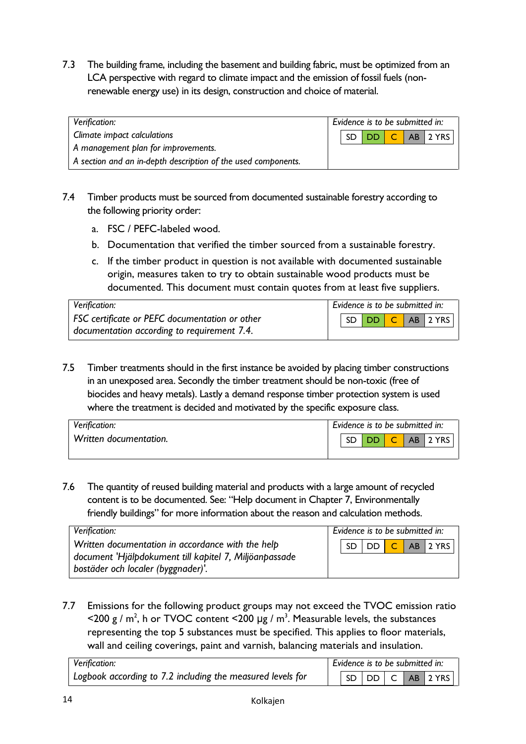7.3 The building frame, including the basement and building fabric, must be optimized from an LCA perspective with regard to climate impact and the emission of fossil fuels (non-renewable energy use) in its design, construction and choice of material.

| *Verification:* | *Evidence is to be submitted in:* |
|---|---|
| *Climate impact calculations* <br> *A management plan for improvements.* <br> *A section and an in-depth description of the used components.* | SD \| DD \| C \| AB \| 2 YRS |

7.4 Timber products must be sourced from documented sustainable forestry according to the following priority order:

a. FSC / PEFC-labeled wood.

b. Documentation that verified the timber sourced from a sustainable forestry.

c. If the timber product in question is not available with documented sustainable origin, measures taken to try to obtain sustainable wood products must be documented. This document must contain quotes from at least five suppliers.

| *Verification:* | *Evidence is to be submitted in:* |
|---|---|
| *FSC certificate or PEFC documentation or other documentation according to requirement 7.4.* | SD \| DD \| C \| AB \| 2 YRS |

7.5 Timber treatments should in the first instance be avoided by placing timber constructions in an unexposed area. Secondly the timber treatment should be non-toxic (free of biocides and heavy metals). Lastly a demand response timber protection system is used where the treatment is decided and motivated by the specific exposure class.

| *Verification:* | *Evidence is to be submitted in:* |
|---|---|
| *Written documentation.* | SD \| DD \| C \| AB \| 2 YRS |

7.6 The quantity of reused building material and products with a large amount of recycled content is to be documented. See: "Help document in Chapter 7, Environmentally friendly buildings" for more information about the reason and calculation methods.

| *Verification:* | *Evidence is to be submitted in:* |
|---|---|
| *Written documentation in accordance with the help document 'Hjälpdokument till kapitel 7, Miljöanpassade bostäder och localer (byggnader)'.* | SD \| DD \| C \| AB \| 2 YRS |

7.7 Emissions for the following product groups may not exceed the TVOC emission ratio <200 g / m$^2$, h or TVOC content <200 µg / m$^3$. Measurable levels, the substances representing the top 5 substances must be specified. This applies to floor materials, wall and ceiling coverings, paint and varnish, balancing materials and insulation.

| *Verification:* | *Evidence is to be submitted in:* |
|---|---|
| *Logbook according to 7.2 including the measured levels for* | SD \| DD \| C \| AB \| 2 YRS |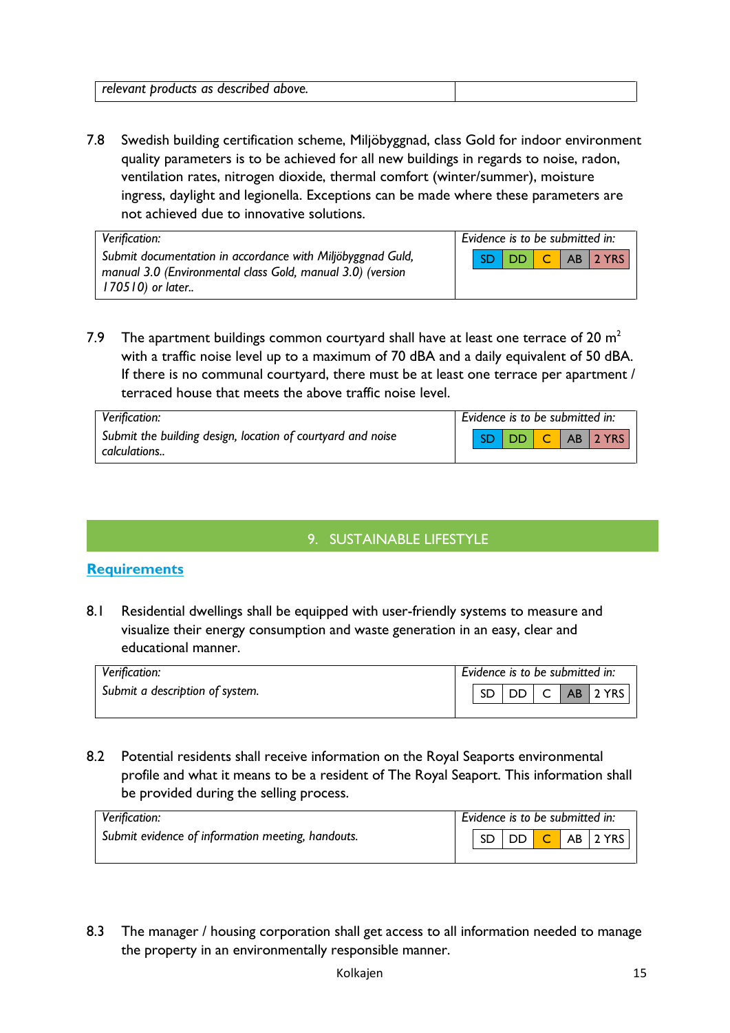| *relevant products as described above.* | |
|---|---|

7.8 Swedish building certification scheme, Miljöbyggnad, class Gold for indoor environment quality parameters is to be achieved for all new buildings in regards to noise, radon, ventilation rates, nitrogen dioxide, thermal comfort (winter/summer), moisture ingress, daylight and legionella. Exceptions can be made where these parameters are not achieved due to innovative solutions.

| *Verification:* | *Evidence is to be submitted in:* |
|---|---|
| *Submit documentation in accordance with Miljöbyggnad Guld, manual 3.0 (Environmental class Gold, manual 3.0) (version 170510) or later..* | SD \| DD \| C \| AB \| 2 YRS |

7.9 The apartment buildings common courtyard shall have at least one terrace of 20 m$^2$ with a traffic noise level up to a maximum of 70 dBA and a daily equivalent of 50 dBA. If there is no communal courtyard, there must be at least one terrace per apartment / terraced house that meets the above traffic noise level.

| *Verification:* | *Evidence is to be submitted in:* |
|---|---|
| *Submit the building design, location of courtyard and noise calculations..* | SD \| DD \| C \| AB \| 2 YRS |

## 9. SUSTAINABLE LIFESTYLE

### Requirements

8.1 Residential dwellings shall be equipped with user-friendly systems to measure and visualize their energy consumption and waste generation in an easy, clear and educational manner.

| *Verification:* | *Evidence is to be submitted in:* |
|---|---|
| *Submit a description of system.* | SD \| DD \| C \| AB \| 2 YRS |

8.2 Potential residents shall receive information on the Royal Seaports environmental profile and what it means to be a resident of The Royal Seaport. This information shall be provided during the selling process.

| *Verification:* | *Evidence is to be submitted in:* |
|---|---|
| *Submit evidence of information meeting, handouts.* | SD \| DD \| C \| AB \| 2 YRS |

8.3 The manager / housing corporation shall get access to all information needed to manage the property in an environmentally responsible manner.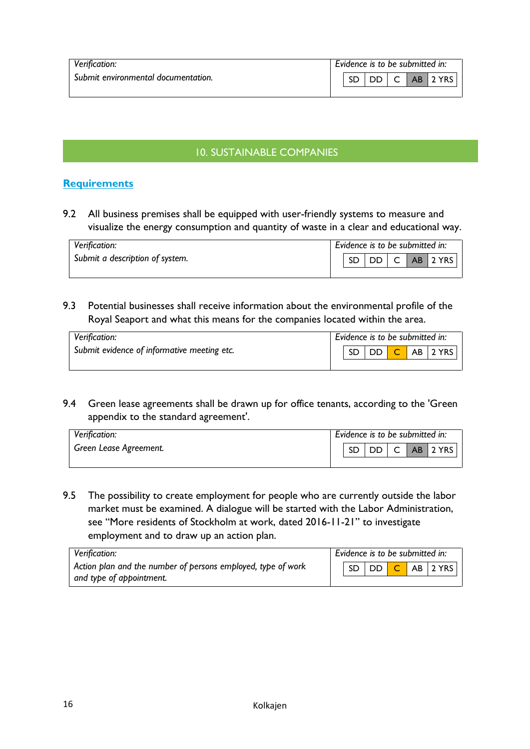| Verification: | Evidence is to be submitted in: |
| --- | --- |
| Submit environmental documentation. | SD \| DD \| C \| **AB** \| 2 YRS |

## 10. SUSTAINABLE COMPANIES

### Requirements

9.2 All business premises shall be equipped with user-friendly systems to measure and visualize the energy consumption and quantity of waste in a clear and educational way.

| Verification: | Evidence is to be submitted in: |
| --- | --- |
| Submit a description of system. | SD \| DD \| C \| **AB** \| 2 YRS |

9.3 Potential businesses shall receive information about the environmental profile of the Royal Seaport and what this means for the companies located within the area.

| Verification: | Evidence is to be submitted in: |
| --- | --- |
| Submit evidence of informative meeting etc. | SD \| DD \| **C** \| AB \| 2 YRS |

9.4 Green lease agreements shall be drawn up for office tenants, according to the 'Green appendix to the standard agreement'.

| Verification: | Evidence is to be submitted in: |
| --- | --- |
| Green Lease Agreement. | SD \| DD \| C \| **AB** \| 2 YRS |

9.5 The possibility to create employment for people who are currently outside the labor market must be examined. A dialogue will be started with the Labor Administration, see "More residents of Stockholm at work, dated 2016-11-21" to investigate employment and to draw up an action plan.

| Verification: | Evidence is to be submitted in: |
| --- | --- |
| Action plan and the number of persons employed, type of work and type of appointment. | SD \| DD \| **C** \| AB \| 2 YRS |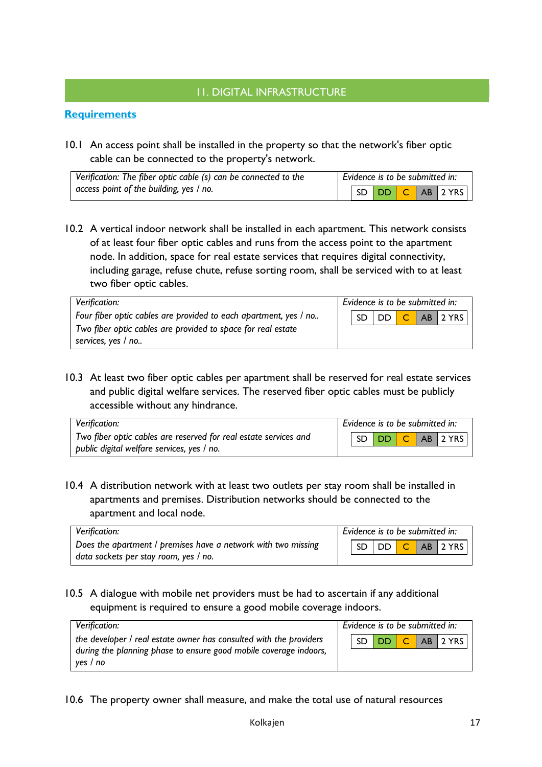## 11. DIGITAL INFRASTRUCTURE

**Requirements**

10.1 An access point shall be installed in the property so that the network's fiber optic cable can be connected to the property's network.

| *Verification: The fiber optic cable (s) can be connected to the access point of the building, yes / no.* | *Evidence is to be submitted in:* SD DD C AB 2 YRS |
|---|---|

10.2 A vertical indoor network shall be installed in each apartment. This network consists of at least four fiber optic cables and runs from the access point to the apartment node. In addition, space for real estate services that requires digital connectivity, including garage, refuse chute, refuse sorting room, shall be serviced with to at least two fiber optic cables.

| *Verification:*<br>*Four fiber optic cables are provided to each apartment, yes / no..*<br>*Two fiber optic cables are provided to space for real estate services, yes / no..* | *Evidence is to be submitted in:* SD DD C AB 2 YRS |
|---|---|

10.3 At least two fiber optic cables per apartment shall be reserved for real estate services and public digital welfare services. The reserved fiber optic cables must be publicly accessible without any hindrance.

| *Verification:*<br>*Two fiber optic cables are reserved for real estate services and public digital welfare services, yes / no.* | *Evidence is to be submitted in:* SD DD C AB 2 YRS |
|---|---|

10.4 A distribution network with at least two outlets per stay room shall be installed in apartments and premises. Distribution networks should be connected to the apartment and local node.

| *Verification:*<br>*Does the apartment / premises have a network with two missing data sockets per stay room, yes / no.* | *Evidence is to be submitted in:* SD DD C AB 2 YRS |
|---|---|

10.5 A dialogue with mobile net providers must be had to ascertain if any additional equipment is required to ensure a good mobile coverage indoors.

| *Verification:*<br>*the developer / real estate owner has consulted with the providers during the planning phase to ensure good mobile coverage indoors, yes / no* | *Evidence is to be submitted in:* SD DD C AB 2 YRS |
|---|---|

10.6 The property owner shall measure, and make the total use of natural resources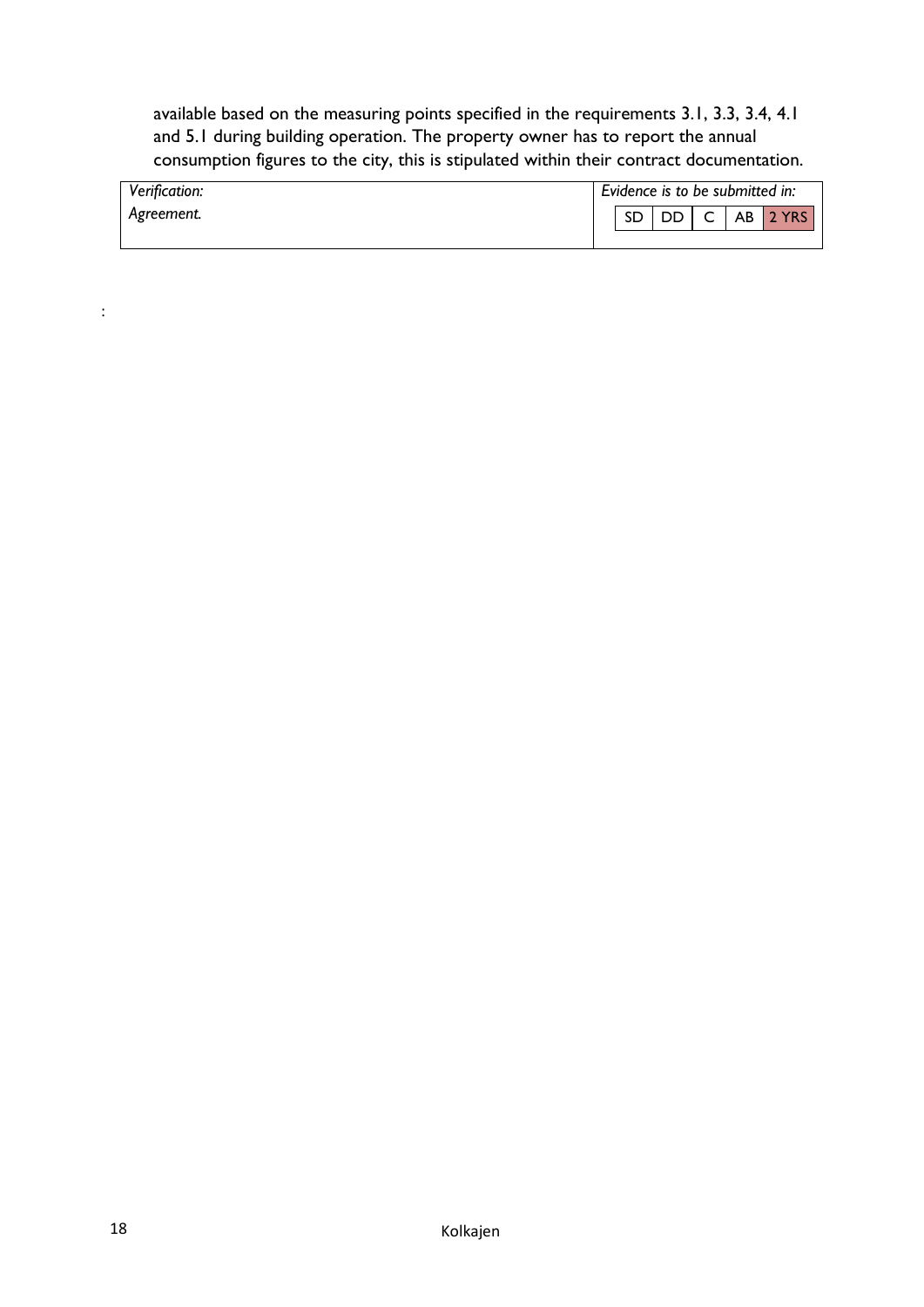available based on the measuring points specified in the requirements 3.1, 3.3, 3.4, 4.1 and 5.1 during building operation. The property owner has to report the annual consumption figures to the city, this is stipulated within their contract documentation.

| *Verification:* | *Evidence is to be submitted in:* |
| --- | --- |
| *Agreement.* | SD \| DD \| C \| AB \| **2 YRS** |

: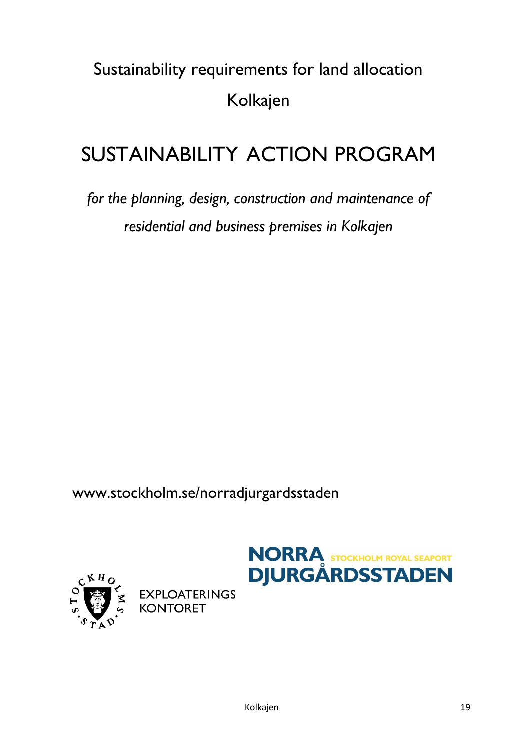Sustainability requirements for land allocation

Kolkajen

# SUSTAINABILITY ACTION PROGRAM

*for the planning, design, construction and maintenance of residential and business premises in Kolkajen*

www.stockholm.se/norradjurgardsstaden

EXPLOATERINGS KONTORET

NORRA DJURGÅRDSSTADEN STOCKHOLM ROYAL SEAPORT